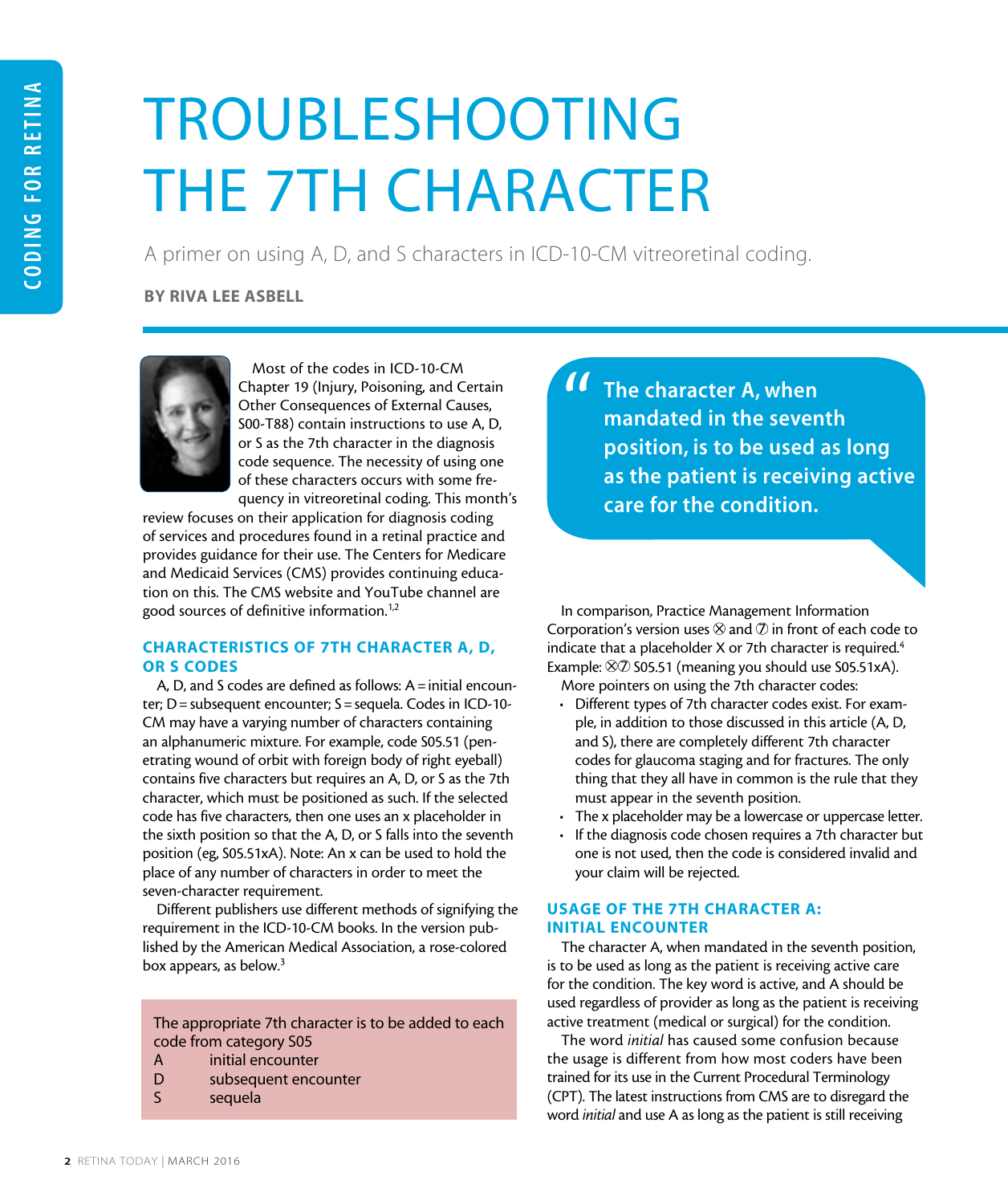# TROUBLESHOOTING THE 7TH CHARACTER

A primer on using A, D, and S characters in ICD-10-CM vitreoretinal coding.

**BY RIVA LEE ASBELL**

Most of the codes in ICD-10-CM Chapter 19 (Injury, Poisoning, and Certain Other Consequences of External Causes, S00-T88) contain instructions to use A, D, or S as the 7th character in the diagnosis code sequence. The necessity of using one of these characters occurs with some frequency in vitreoretinal coding. This month's review focuses on their application for diagnosis coding of services and procedures found in a retinal practice and provides guidance for their use. The Centers for Medicare and Medicaid Services (CMS) provides continuing education on this. The CMS website and YouTube channel are good sources of definitive information.[1,2]

## CHARACTERISTICS OF 7TH CHARACTER A, D, OR S CODES

A, D, and S codes are defined as follows: A = initial encounter; D = subsequent encounter; S = sequela. Codes in ICD-10-CM may have a varying number of characters containing an alphanumeric mixture. For example, code S05.51 (penetrating wound of orbit with foreign body of right eyeball) contains five characters but requires an A, D, or S as the 7th character, which must be positioned as such. If the selected code has five characters, then one uses an x placeholder in the sixth position so that the A, D, or S falls into the seventh position (eg, S05.51xA). Note: An x can be used to hold the place of any number of characters in order to meet the seven-character requirement.

Different publishers use different methods of signifying the requirement in the ICD-10-CM books. In the version published by the American Medical Association, a rose-colored box appears, as below.[3]

> The appropriate 7th character is to be added to each code from category S05
> A initial encounter
> D subsequent encounter
> S sequela

> "The character A, when mandated in the seventh position, is to be used as long as the patient is receiving active care for the condition.

In comparison, Practice Management Information Corporation's version uses ⊗ and ⑦ in front of each code to indicate that a placeholder X or 7th character is required.[4] Example: ⊗⑦ S05.51 (meaning you should use S05.51xA).

More pointers on using the 7th character codes:

- Different types of 7th character codes exist. For example, in addition to those discussed in this article (A, D, and S), there are completely different 7th character codes for glaucoma staging and for fractures. The only thing that they all have in common is the rule that they must appear in the seventh position.
- The x placeholder may be a lowercase or uppercase letter.
- If the diagnosis code chosen requires a 7th character but one is not used, then the code is considered invalid and your claim will be rejected.

## USAGE OF THE 7TH CHARACTER A: INITIAL ENCOUNTER

The character A, when mandated in the seventh position, is to be used as long as the patient is receiving active care for the condition. The key word is active, and A should be used regardless of provider as long as the patient is receiving active treatment (medical or surgical) for the condition.

The word *initial* has caused some confusion because the usage is different from how most coders have been trained for its use in the Current Procedural Terminology (CPT). The latest instructions from CMS are to disregard the word *initial* and use A as long as the patient is still receiving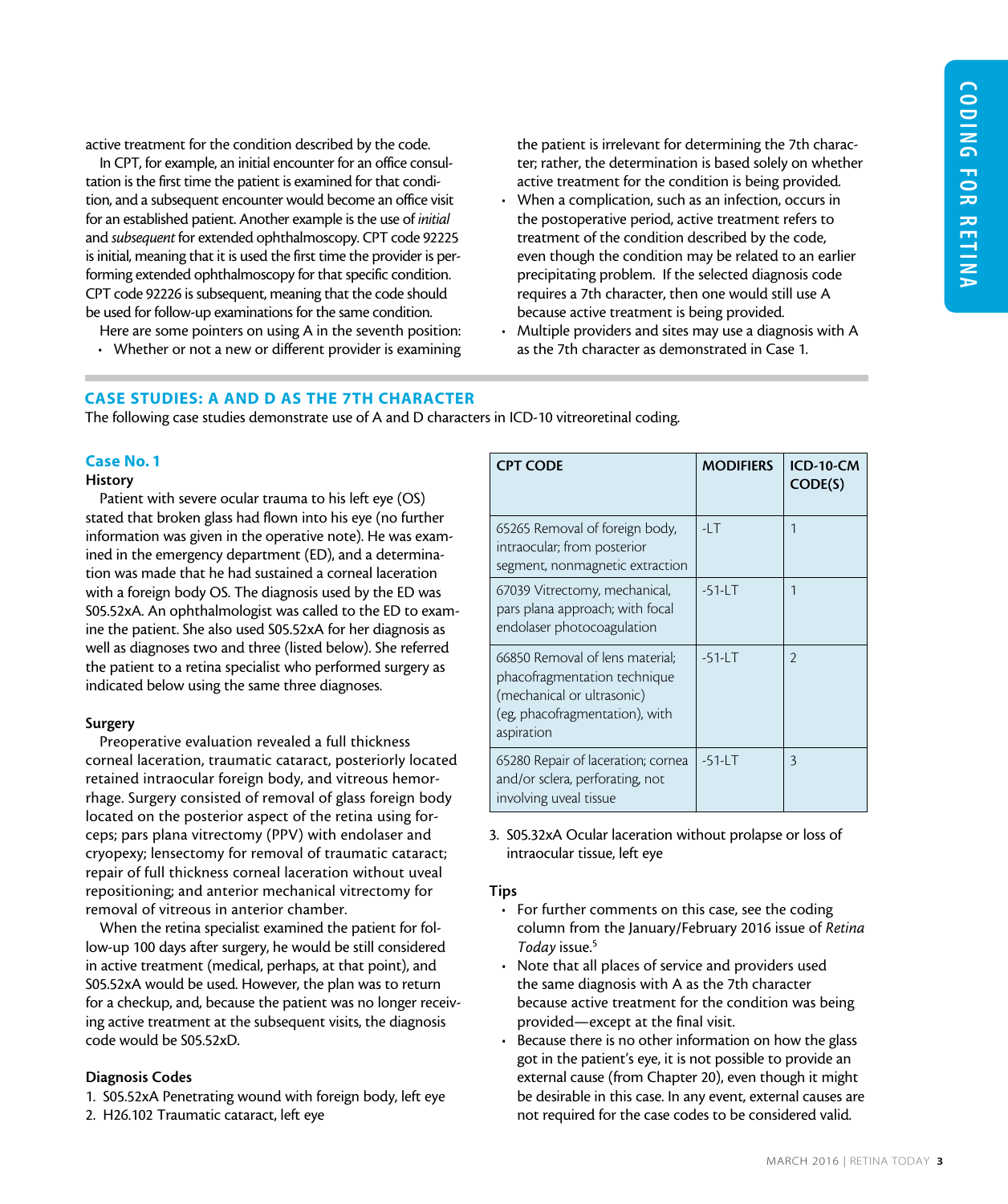active treatment for the condition described by the code.

In CPT, for example, an initial encounter for an office consultation is the first time the patient is examined for that condition, and a subsequent encounter would become an office visit for an established patient. Another example is the use of *initial* and *subsequent* for extended ophthalmoscopy. CPT code 92225 is initial, meaning that it is used the first time the provider is performing extended ophthalmoscopy for that specific condition. CPT code 92226 is subsequent, meaning that the code should be used for follow-up examinations for the same condition.

Here are some pointers on using A in the seventh position:

- Whether or not a new or different provider is examining the patient is irrelevant for determining the 7th character; rather, the determination is based solely on whether active treatment for the condition is being provided.
- When a complication, such as an infection, occurs in the postoperative period, active treatment refers to treatment of the condition described by the code, even though the condition may be related to an earlier precipitating problem. If the selected diagnosis code requires a 7th character, then one would still use A because active treatment is being provided.
- Multiple providers and sites may use a diagnosis with A as the 7th character as demonstrated in Case 1.

## CASE STUDIES: A AND D AS THE 7TH CHARACTER

The following case studies demonstrate use of A and D characters in ICD-10 vitreoretinal coding.

### Case No. 1

**History**

Patient with severe ocular trauma to his left eye (OS) stated that broken glass had flown into his eye (no further information was given in the operative note). He was examined in the emergency department (ED), and a determination was made that he had sustained a corneal laceration with a foreign body OS. The diagnosis used by the ED was S05.52xA. An ophthalmologist was called to the ED to examine the patient. She also used S05.52xA for her diagnosis as well as diagnoses two and three (listed below). She referred the patient to a retina specialist who performed surgery as indicated below using the same three diagnoses.

**Surgery**

Preoperative evaluation revealed a full thickness corneal laceration, traumatic cataract, posteriorly located retained intraocular foreign body, and vitreous hemorrhage. Surgery consisted of removal of glass foreign body located on the posterior aspect of the retina using forceps; pars plana vitrectomy (PPV) with endolaser and cryopexy; lensectomy for removal of traumatic cataract; repair of full thickness corneal laceration without uveal repositioning; and anterior mechanical vitrectomy for removal of vitreous in anterior chamber.

When the retina specialist examined the patient for follow-up 100 days after surgery, he would be still considered in active treatment (medical, perhaps, at that point), and S05.52xA would be used. However, the plan was to return for a checkup, and, because the patient was no longer receiving active treatment at the subsequent visits, the diagnosis code would be S05.52xD.

| CPT CODE | MODIFIERS | ICD-10-CM CODE(S) |
|---|---|---|
| 65265 Removal of foreign body, intraocular; from posterior segment, nonmagnetic extraction | -LT | 1 |
| 67039 Vitrectomy, mechanical, pars plana approach; with focal endolaser photocoagulation | -51-LT | 1 |
| 66850 Removal of lens material; phacofragmentation technique (mechanical or ultrasonic) (eg, phacofragmentation), with aspiration | -51-LT | 2 |
| 65280 Repair of laceration; cornea and/or sclera, perforating, not involving uveal tissue | -51-LT | 3 |

**Diagnosis Codes**

1. S05.52xA Penetrating wound with foreign body, left eye
2. H26.102 Traumatic cataract, left eye
3. S05.32xA Ocular laceration without prolapse or loss of intraocular tissue, left eye

**Tips**

- For further comments on this case, see the coding column from the January/February 2016 issue of *Retina Today* issue.[5]
- Note that all places of service and providers used the same diagnosis with A as the 7th character because active treatment for the condition was being provided—except at the final visit.
- Because there is no other information on how the glass got in the patient's eye, it is not possible to provide an external cause (from Chapter 20), even though it might be desirable in this case. In any event, external causes are not required for the case codes to be considered valid.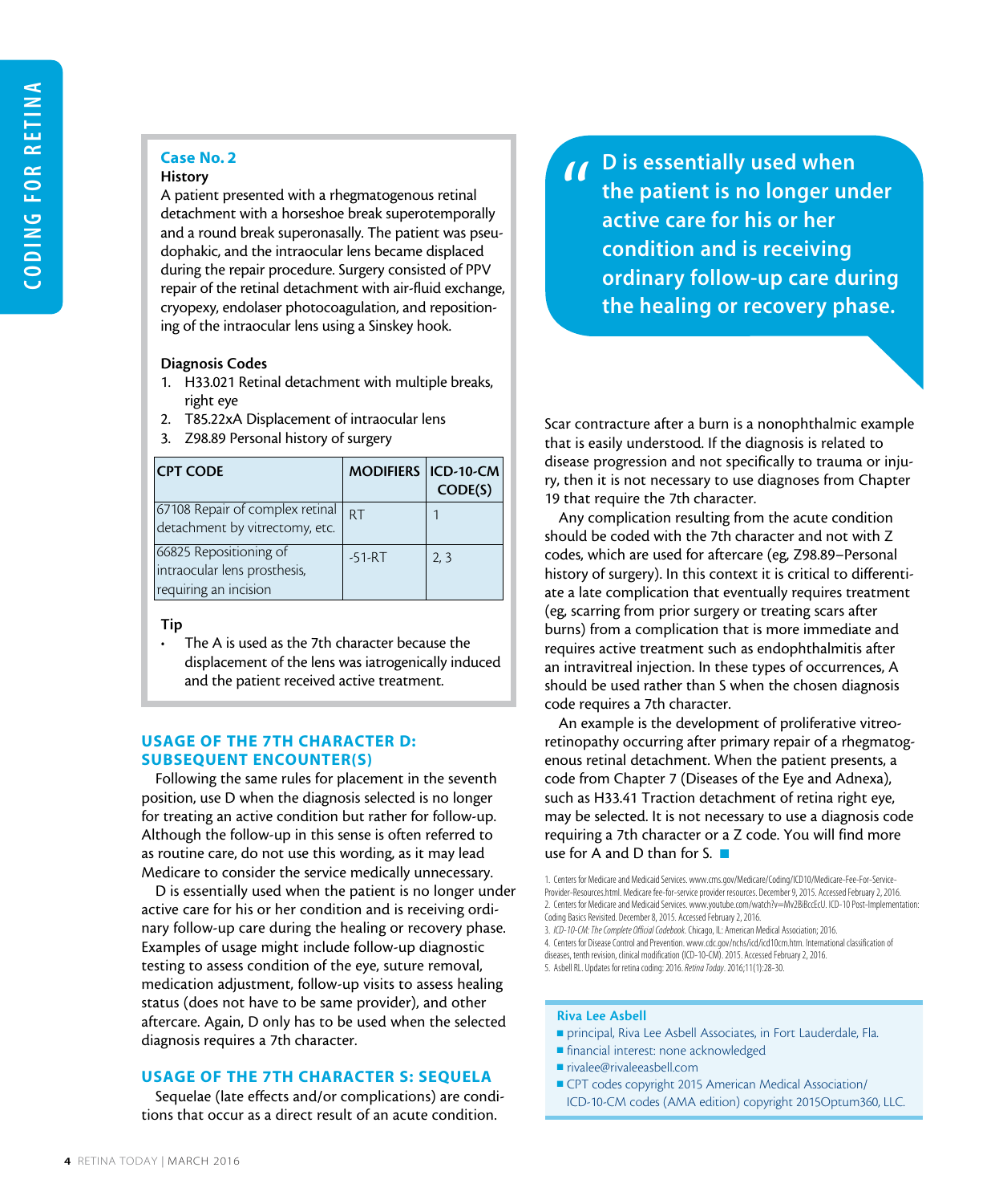### Case No. 2

**History**

A patient presented with a rhegmatogenous retinal detachment with a horseshoe break superotemporally and a round break superonasally. The patient was pseudophakic, and the intraocular lens became displaced during the repair procedure. Surgery consisted of PPV repair of the retinal detachment with air-fluid exchange, cryopexy, endolaser photocoagulation, and repositioning of the intraocular lens using a Sinskey hook.

**Diagnosis Codes**

1. H33.021 Retinal detachment with multiple breaks, right eye
2. T85.22xA Displacement of intraocular lens
3. Z98.89 Personal history of surgery

| CPT CODE | MODIFIERS | ICD-10-CM CODE(S) |
| --- | --- | --- |
| 67108 Repair of complex retinal detachment by vitrectomy, etc. | RT | 1 |
| 66825 Repositioning of intraocular lens prosthesis, requiring an incision | -51-RT | 2, 3 |

**Tip**

- The A is used as the 7th character because the displacement of the lens was iatrogenically induced and the patient received active treatment.

## USAGE OF THE 7TH CHARACTER D: SUBSEQUENT ENCOUNTER(S)

Following the same rules for placement in the seventh position, use D when the diagnosis selected is no longer for treating an active condition but rather for follow-up. Although the follow-up in this sense is often referred to as routine care, do not use this wording, as it may lead Medicare to consider the service medically unnecessary.

D is essentially used when the patient is no longer under active care for his or her condition and is receiving ordinary follow-up care during the healing or recovery phase. Examples of usage might include follow-up diagnostic testing to assess condition of the eye, suture removal, medication adjustment, follow-up visits to assess healing status (does not have to be same provider), and other aftercare. Again, D only has to be used when the selected diagnosis requires a 7th character.

## USAGE OF THE 7TH CHARACTER S: SEQUELA

Sequelae (late effects and/or complications) are conditions that occur as a direct result of an acute condition.

> "D is essentially used when the patient is no longer under active care for his or her condition and is receiving ordinary follow-up care during the healing or recovery phase.

Scar contracture after a burn is a nonophthalmic example that is easily understood. If the diagnosis is related to disease progression and not specifically to trauma or injury, then it is not necessary to use diagnoses from Chapter 19 that require the 7th character.

Any complication resulting from the acute condition should be coded with the 7th character and not with Z codes, which are used for aftercare (eg, Z98.89–Personal history of surgery). In this context it is critical to differentiate a late complication that eventually requires treatment (eg, scarring from prior surgery or treating scars after burns) from a complication that is more immediate and requires active treatment such as endophthalmitis after an intravitreal injection. In these types of occurrences, A should be used rather than S when the chosen diagnosis code requires a 7th character.

An example is the development of proliferative vitreoretinopathy occurring after primary repair of a rhegmatogenous retinal detachment. When the patient presents, a code from Chapter 7 (Diseases of the Eye and Adnexa), such as H33.41 Traction detachment of retina right eye, may be selected. It is not necessary to use a diagnosis code requiring a 7th character or a Z code. You will find more use for A and D than for S. ■

1. Centers for Medicare and Medicaid Services. www.cms.gov/Medicare/Coding/ICD10/Medicare-Fee-For-Service-Provider-Resources.html. Medicare fee-for-service provider resources. December 9, 2015. Accessed February 2, 2016.
2. Centers for Medicare and Medicaid Services. www.youtube.com/watch?v=Mv2BiBccEcU. ICD-10 Post-Implementation: Coding Basics Revisited. December 8, 2015. Accessed February 2, 2016.
3. *ICD-10-CM: The Complete Official Codebook*. Chicago, IL: American Medical Association; 2016.
4. Centers for Disease Control and Prevention. www.cdc.gov/nchs/icd/icd10cm.htm. International classification of diseases, tenth revision, clinical modification (ICD-10-CM). 2015. Accessed February 2, 2016.
5. Asbell RL. Updates for retina coding: 2016. *Retina Today*. 2016;11(1):28-30.

**Riva Lee Asbell**

- principal, Riva Lee Asbell Associates, in Fort Lauderdale, Fla.
- financial interest: none acknowledged
- rivalee@rivaleeasbell.com
- CPT codes copyright 2015 American Medical Association/ ICD-10-CM codes (AMA edition) copyright 2015Optum360, LLC.